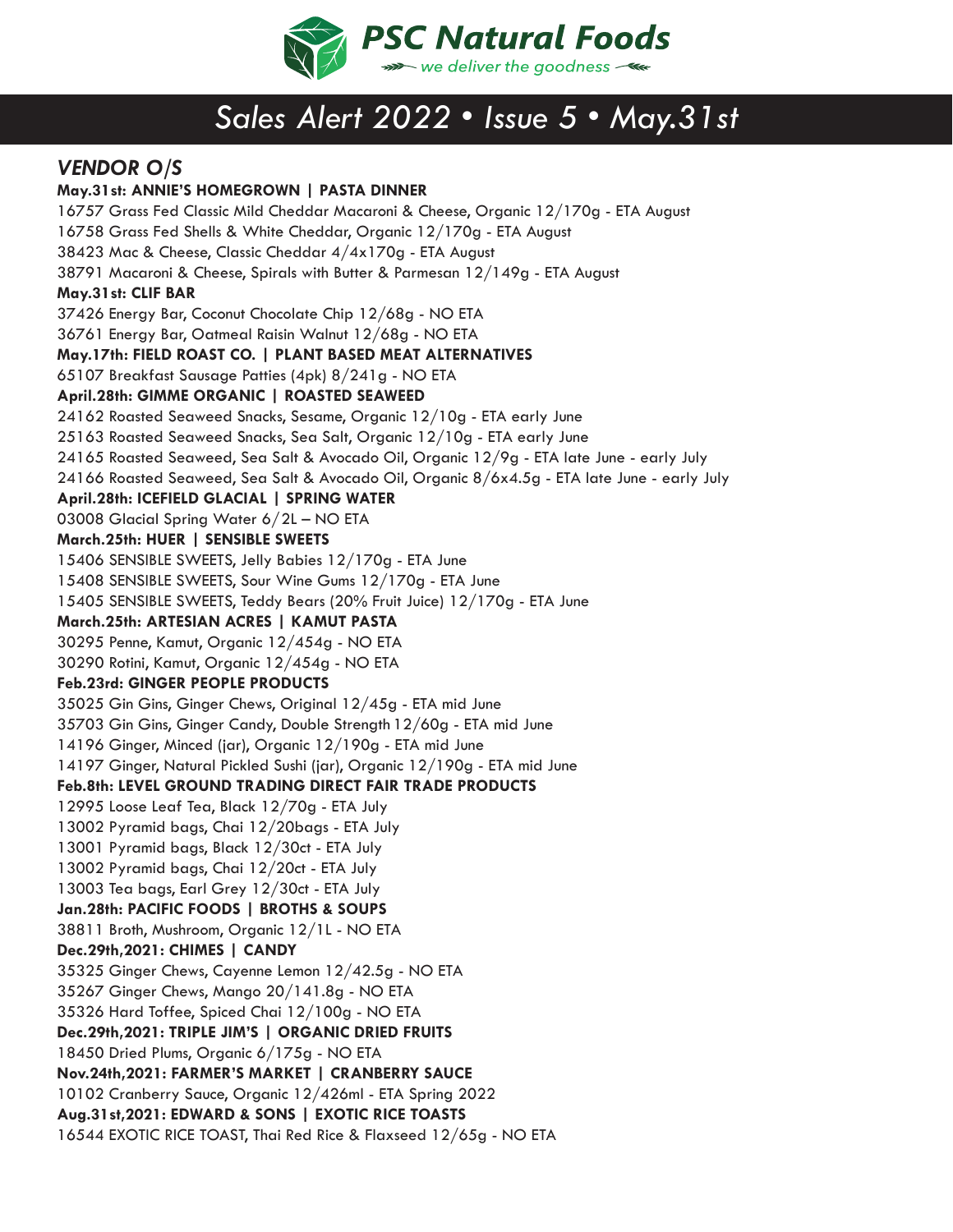# PSC Natural Foods

*we deliver the goodness*

## *Sales Alert 2022 • Issue 5 • May.31st*

### *VENDOR O/S*

**May.31st: ANNIE'S HOMEGROWN | PASTA DINNER**

16757 Grass Fed Classic Mild Cheddar Macaroni & Cheese, Organic 12/170g - ETA August
16758 Grass Fed Shells & White Cheddar, Organic 12/170g - ETA August
38423 Mac & Cheese, Classic Cheddar 4/4x170g - ETA August
38791 Macaroni & Cheese, Spirals with Butter & Parmesan 12/149g - ETA August

**May.31st: CLIF BAR**

37426 Energy Bar, Coconut Chocolate Chip 12/68g - NO ETA
36761 Energy Bar, Oatmeal Raisin Walnut 12/68g - NO ETA

**May.17th: FIELD ROAST CO. | PLANT BASED MEAT ALTERNATIVES**

65107 Breakfast Sausage Patties (4pk) 8/241g - NO ETA

**April.28th: GIMME ORGANIC | ROASTED SEAWEED**

24162 Roasted Seaweed Snacks, Sesame, Organic 12/10g - ETA early June
25163 Roasted Seaweed Snacks, Sea Salt, Organic 12/10g - ETA early June
24165 Roasted Seaweed, Sea Salt & Avocado Oil, Organic 12/9g - ETA late June - early July
24166 Roasted Seaweed, Sea Salt & Avocado Oil, Organic 8/6x4.5g - ETA late June - early July

**April.28th: ICEFIELD GLACIAL | SPRING WATER**

03008 Glacial Spring Water 6/2L – NO ETA

**March.25th: HUER | SENSIBLE SWEETS**

15406 SENSIBLE SWEETS, Jelly Babies 12/170g - ETA June
15408 SENSIBLE SWEETS, Sour Wine Gums 12/170g - ETA June
15405 SENSIBLE SWEETS, Teddy Bears (20% Fruit Juice) 12/170g - ETA June

**March.25th: ARTESIAN ACRES | KAMUT PASTA**

30295 Penne, Kamut, Organic 12/454g - NO ETA
30290 Rotini, Kamut, Organic 12/454g - NO ETA

**Feb.23rd: GINGER PEOPLE PRODUCTS**

35025 Gin Gins, Ginger Chews, Original 12/45g - ETA mid June
35703 Gin Gins, Ginger Candy, Double Strength 12/60g - ETA mid June
14196 Ginger, Minced (jar), Organic 12/190g - ETA mid June
14197 Ginger, Natural Pickled Sushi (jar), Organic 12/190g - ETA mid June

**Feb.8th: LEVEL GROUND TRADING DIRECT FAIR TRADE PRODUCTS**

12995 Loose Leaf Tea, Black 12/70g - ETA July
13002 Pyramid bags, Chai 12/20bags - ETA July
13001 Pyramid bags, Black 12/30ct - ETA July
13002 Pyramid bags, Chai 12/20ct - ETA July
13003 Tea bags, Earl Grey 12/30ct - ETA July

**Jan.28th: PACIFIC FOODS | BROTHS & SOUPS**

38811 Broth, Mushroom, Organic 12/1L - NO ETA

**Dec.29th,2021: CHIMES | CANDY**

35325 Ginger Chews, Cayenne Lemon 12/42.5g - NO ETA
35267 Ginger Chews, Mango 20/141.8g - NO ETA
35326 Hard Toffee, Spiced Chai 12/100g - NO ETA

**Dec.29th,2021: TRIPLE JIM'S | ORGANIC DRIED FRUITS**

18450 Dried Plums, Organic 6/175g - NO ETA

**Nov.24th,2021: FARMER'S MARKET | CRANBERRY SAUCE**

10102 Cranberry Sauce, Organic 12/426ml - ETA Spring 2022

**Aug.31st,2021: EDWARD & SONS | EXOTIC RICE TOASTS**

16544 EXOTIC RICE TOAST, Thai Red Rice & Flaxseed 12/65g - NO ETA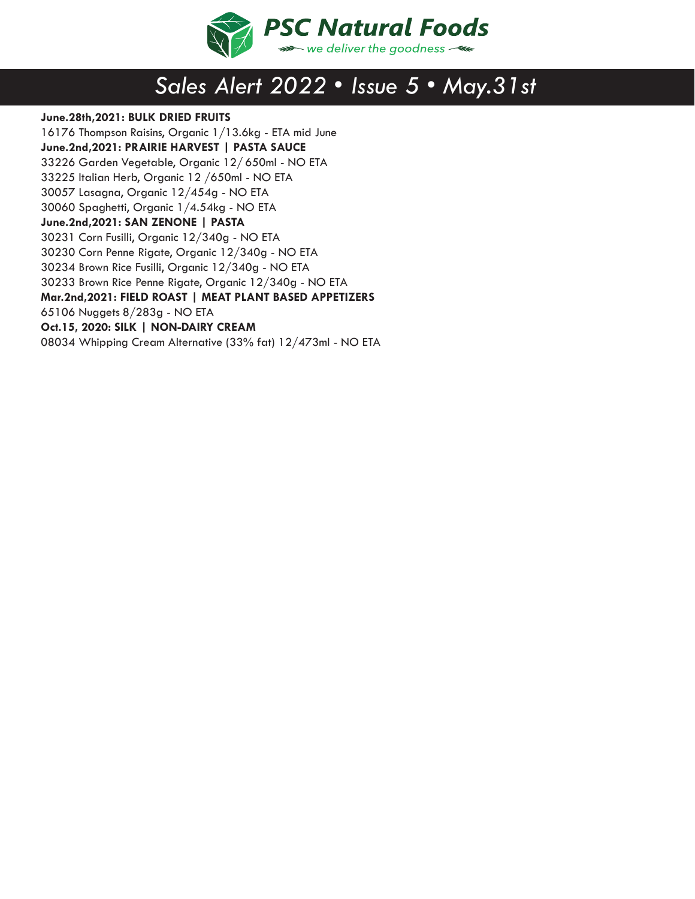# PSC Natural Foods

*we deliver the goodness*

## *Sales Alert 2022 • Issue 5 • May.31st*

**June.28th,2021: BULK DRIED FRUITS**
16176 Thompson Raisins, Organic 1/13.6kg - ETA mid June

**June.2nd,2021: PRAIRIE HARVEST | PASTA SAUCE**
33226 Garden Vegetable, Organic 12/ 650ml - NO ETA
33225 Italian Herb, Organic 12 /650ml - NO ETA
30057 Lasagna, Organic 12/454g - NO ETA
30060 Spaghetti, Organic 1/4.54kg - NO ETA

**June.2nd,2021: SAN ZENONE | PASTA**
30231 Corn Fusilli, Organic 12/340g - NO ETA
30230 Corn Penne Rigate, Organic 12/340g - NO ETA
30234 Brown Rice Fusilli, Organic 12/340g - NO ETA
30233 Brown Rice Penne Rigate, Organic 12/340g - NO ETA

**Mar.2nd,2021: FIELD ROAST | MEAT PLANT BASED APPETIZERS**
65106 Nuggets 8/283g - NO ETA

**Oct.15, 2020: SILK | NON-DAIRY CREAM**
08034 Whipping Cream Alternative (33% fat) 12/473ml - NO ETA